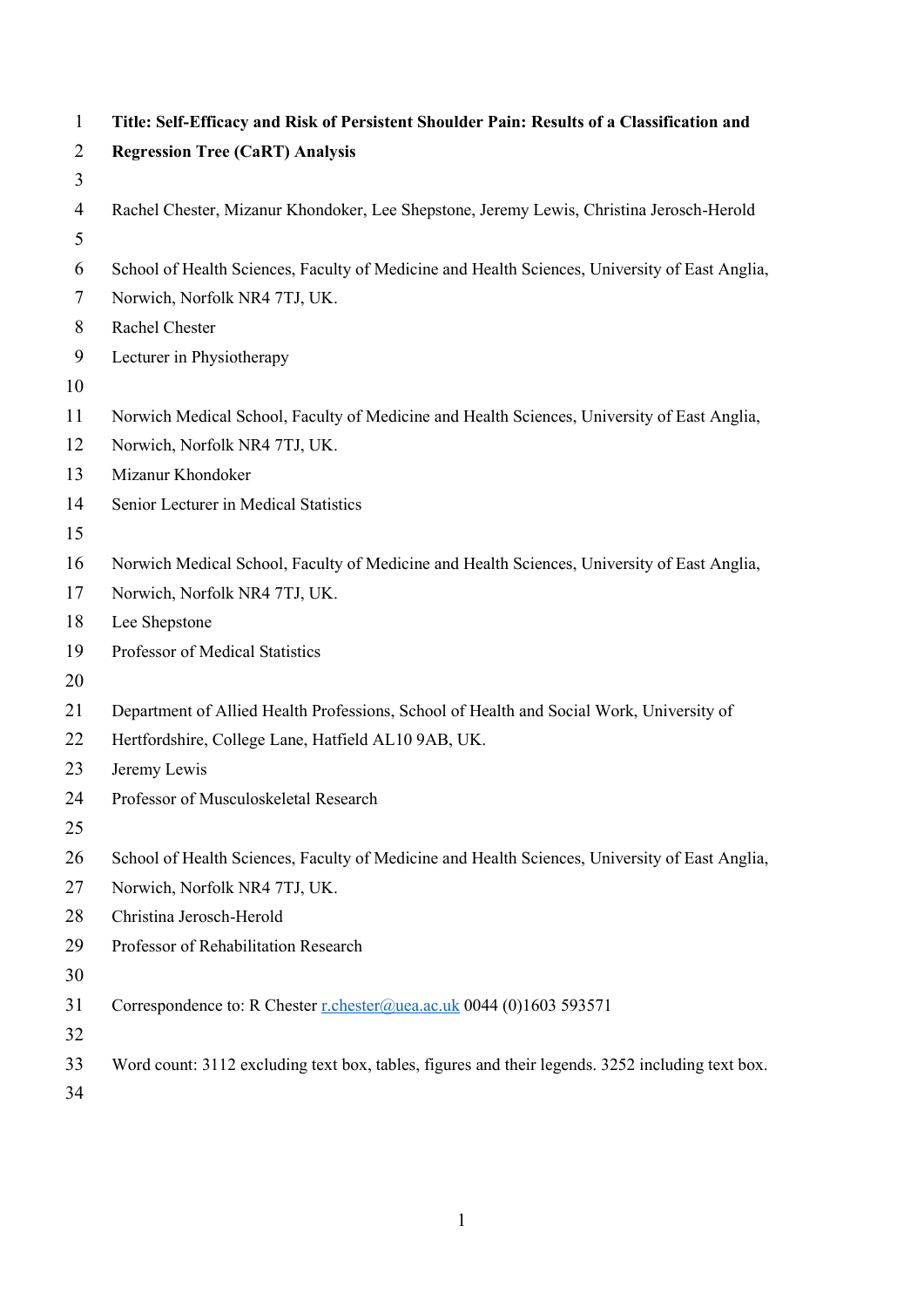# Title: Self-Efficacy and Risk of Persistent Shoulder Pain: Results of a Classification and Regression Tree (CaRT) Analysis

Rachel Chester, Mizanur Khondoker, Lee Shepstone, Jeremy Lewis, Christina Jerosch-Herold

School of Health Sciences, Faculty of Medicine and Health Sciences, University of East Anglia, Norwich, Norfolk NR4 7TJ, UK.
Rachel Chester
Lecturer in Physiotherapy

Norwich Medical School, Faculty of Medicine and Health Sciences, University of East Anglia, Norwich, Norfolk NR4 7TJ, UK.
Mizanur Khondoker
Senior Lecturer in Medical Statistics

Norwich Medical School, Faculty of Medicine and Health Sciences, University of East Anglia, Norwich, Norfolk NR4 7TJ, UK.
Lee Shepstone
Professor of Medical Statistics

Department of Allied Health Professions, School of Health and Social Work, University of Hertfordshire, College Lane, Hatfield AL10 9AB, UK.
Jeremy Lewis
Professor of Musculoskeletal Research

School of Health Sciences, Faculty of Medicine and Health Sciences, University of East Anglia, Norwich, Norfolk NR4 7TJ, UK.
Christina Jerosch-Herold
Professor of Rehabilitation Research

Correspondence to: R Chester r.chester@uea.ac.uk 0044 (0)1603 593571

Word count: 3112 excluding text box, tables, figures and their legends. 3252 including text box.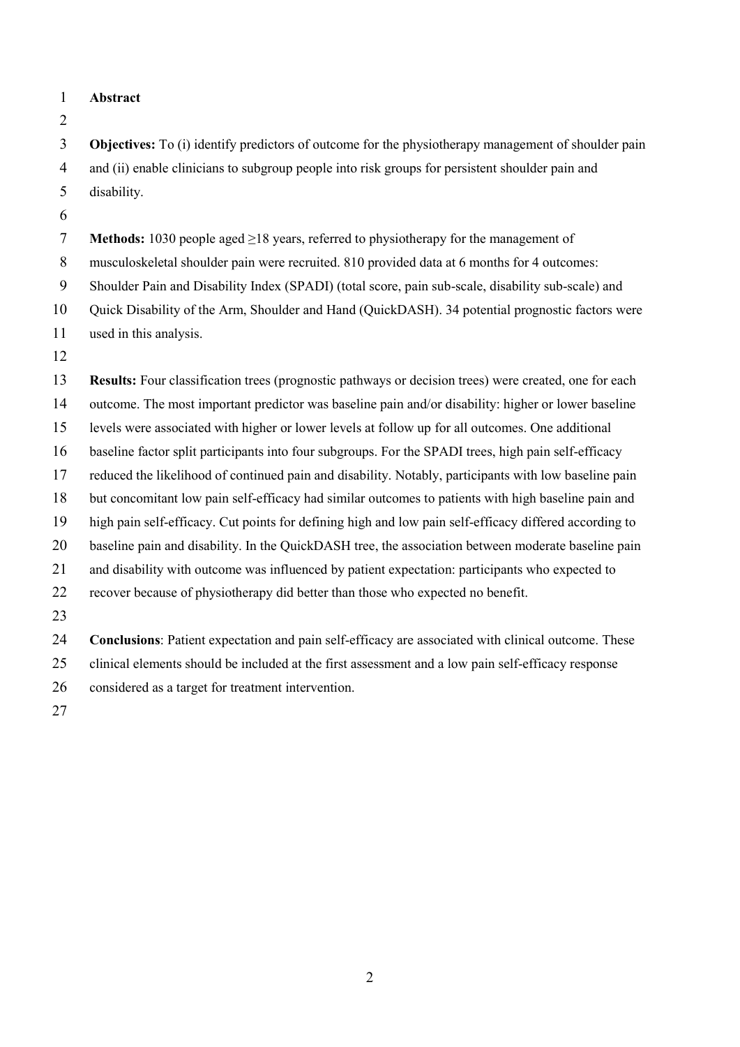## Abstract

**Objectives:** To (i) identify predictors of outcome for the physiotherapy management of shoulder pain and (ii) enable clinicians to subgroup people into risk groups for persistent shoulder pain and disability.

**Methods:** 1030 people aged ≥18 years, referred to physiotherapy for the management of musculoskeletal shoulder pain were recruited. 810 provided data at 6 months for 4 outcomes: Shoulder Pain and Disability Index (SPADI) (total score, pain sub-scale, disability sub-scale) and Quick Disability of the Arm, Shoulder and Hand (QuickDASH). 34 potential prognostic factors were used in this analysis.

**Results:** Four classification trees (prognostic pathways or decision trees) were created, one for each outcome. The most important predictor was baseline pain and/or disability: higher or lower baseline levels were associated with higher or lower levels at follow up for all outcomes. One additional baseline factor split participants into four subgroups. For the SPADI trees, high pain self-efficacy reduced the likelihood of continued pain and disability. Notably, participants with low baseline pain but concomitant low pain self-efficacy had similar outcomes to patients with high baseline pain and high pain self-efficacy. Cut points for defining high and low pain self-efficacy differed according to baseline pain and disability. In the QuickDASH tree, the association between moderate baseline pain and disability with outcome was influenced by patient expectation: participants who expected to recover because of physiotherapy did better than those who expected no benefit.

**Conclusions**: Patient expectation and pain self-efficacy are associated with clinical outcome. These clinical elements should be included at the first assessment and a low pain self-efficacy response considered as a target for treatment intervention.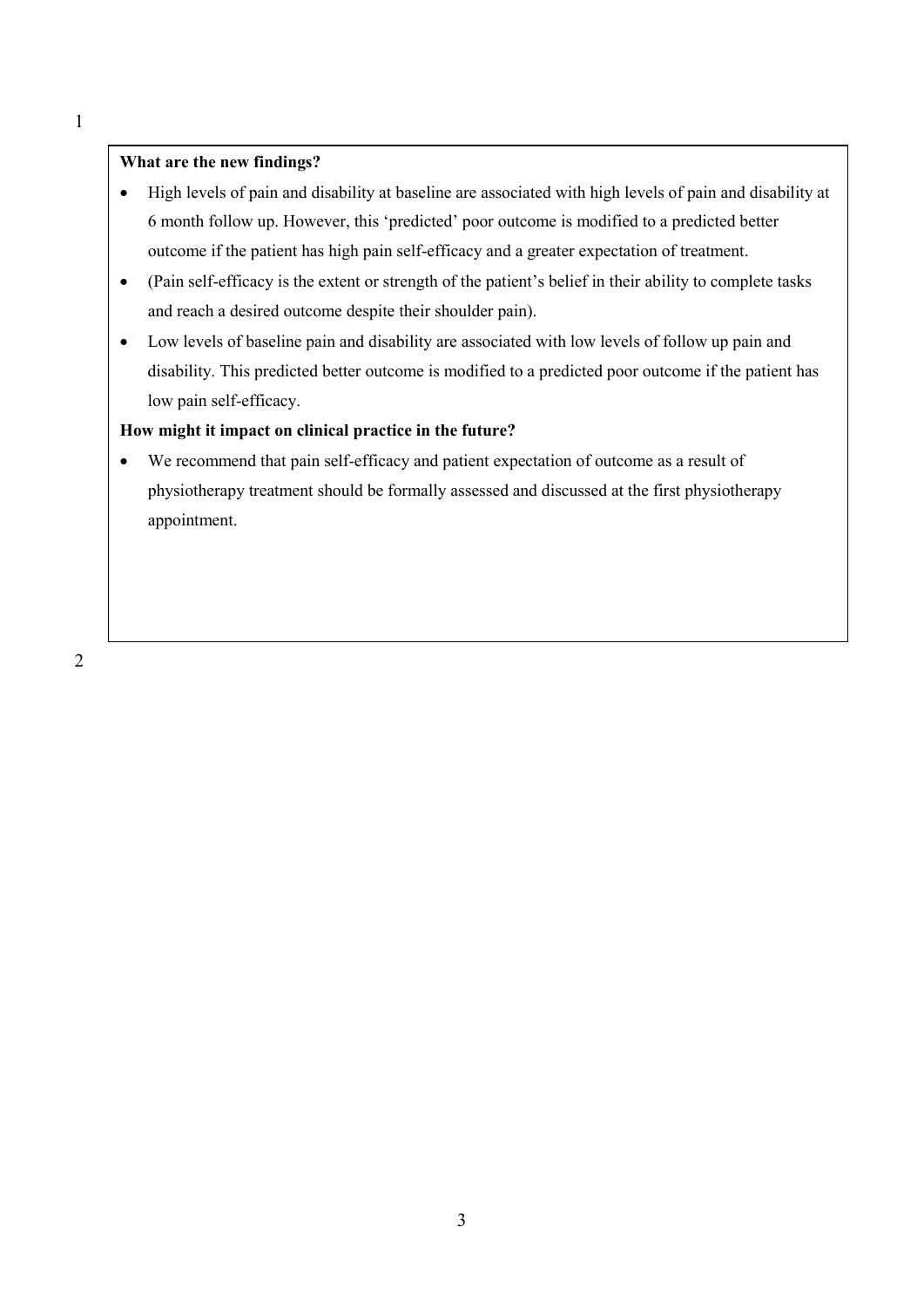**What are the new findings?**

- High levels of pain and disability at baseline are associated with high levels of pain and disability at 6 month follow up. However, this 'predicted' poor outcome is modified to a predicted better outcome if the patient has high pain self-efficacy and a greater expectation of treatment.
- (Pain self-efficacy is the extent or strength of the patient's belief in their ability to complete tasks and reach a desired outcome despite their shoulder pain).
- Low levels of baseline pain and disability are associated with low levels of follow up pain and disability. This predicted better outcome is modified to a predicted poor outcome if the patient has low pain self-efficacy.

**How might it impact on clinical practice in the future?**

- We recommend that pain self-efficacy and patient expectation of outcome as a result of physiotherapy treatment should be formally assessed and discussed at the first physiotherapy appointment.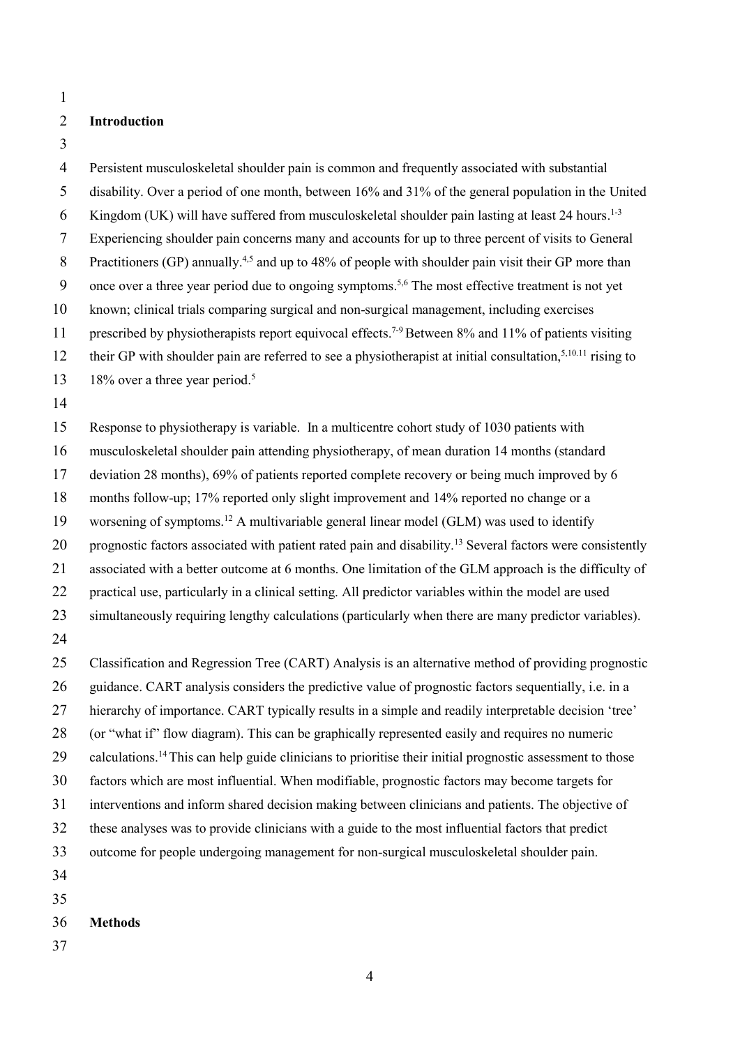## Introduction

Persistent musculoskeletal shoulder pain is common and frequently associated with substantial disability. Over a period of one month, between 16% and 31% of the general population in the United Kingdom (UK) will have suffered from musculoskeletal shoulder pain lasting at least 24 hours.[1-3] Experiencing shoulder pain concerns many and accounts for up to three percent of visits to General Practitioners (GP) annually.[4,5] and up to 48% of people with shoulder pain visit their GP more than once over a three year period due to ongoing symptoms.[5,6] The most effective treatment is not yet known; clinical trials comparing surgical and non-surgical management, including exercises prescribed by physiotherapists report equivocal effects.[7-9] Between 8% and 11% of patients visiting their GP with shoulder pain are referred to see a physiotherapist at initial consultation,[5,10,11] rising to 18% over a three year period.[5]

Response to physiotherapy is variable. In a multicentre cohort study of 1030 patients with musculoskeletal shoulder pain attending physiotherapy, of mean duration 14 months (standard deviation 28 months), 69% of patients reported complete recovery or being much improved by 6 months follow-up; 17% reported only slight improvement and 14% reported no change or a worsening of symptoms.[12] A multivariable general linear model (GLM) was used to identify prognostic factors associated with patient rated pain and disability.[13] Several factors were consistently associated with a better outcome at 6 months. One limitation of the GLM approach is the difficulty of practical use, particularly in a clinical setting. All predictor variables within the model are used simultaneously requiring lengthy calculations (particularly when there are many predictor variables).

Classification and Regression Tree (CART) Analysis is an alternative method of providing prognostic guidance. CART analysis considers the predictive value of prognostic factors sequentially, i.e. in a hierarchy of importance. CART typically results in a simple and readily interpretable decision 'tree' (or "what if" flow diagram). This can be graphically represented easily and requires no numeric calculations.[14] This can help guide clinicians to prioritise their initial prognostic assessment to those factors which are most influential. When modifiable, prognostic factors may become targets for interventions and inform shared decision making between clinicians and patients. The objective of these analyses was to provide clinicians with a guide to the most influential factors that predict outcome for people undergoing management for non-surgical musculoskeletal shoulder pain.

## Methods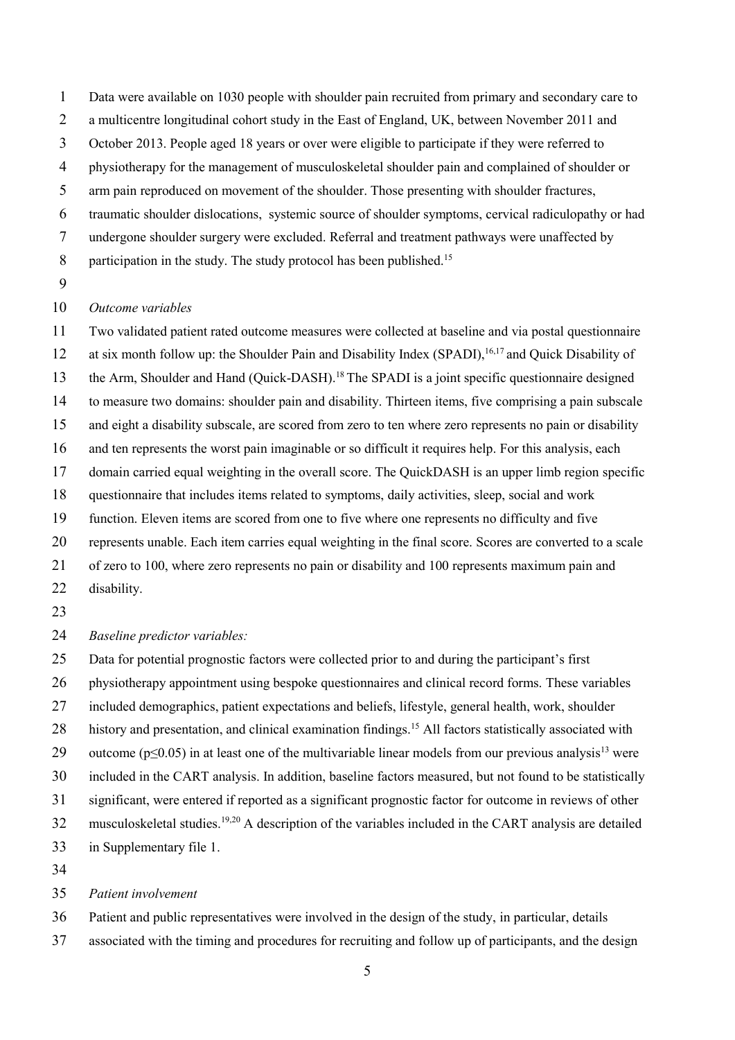Data were available on 1030 people with shoulder pain recruited from primary and secondary care to a multicentre longitudinal cohort study in the East of England, UK, between November 2011 and October 2013. People aged 18 years or over were eligible to participate if they were referred to physiotherapy for the management of musculoskeletal shoulder pain and complained of shoulder or arm pain reproduced on movement of the shoulder. Those presenting with shoulder fractures, traumatic shoulder dislocations, systemic source of shoulder symptoms, cervical radiculopathy or had undergone shoulder surgery were excluded. Referral and treatment pathways were unaffected by participation in the study. The study protocol has been published.[15]

*Outcome variables*

Two validated patient rated outcome measures were collected at baseline and via postal questionnaire at six month follow up: the Shoulder Pain and Disability Index (SPADI),[16,17] and Quick Disability of the Arm, Shoulder and Hand (Quick-DASH).[18] The SPADI is a joint specific questionnaire designed to measure two domains: shoulder pain and disability. Thirteen items, five comprising a pain subscale and eight a disability subscale, are scored from zero to ten where zero represents no pain or disability and ten represents the worst pain imaginable or so difficult it requires help. For this analysis, each domain carried equal weighting in the overall score. The QuickDASH is an upper limb region specific questionnaire that includes items related to symptoms, daily activities, sleep, social and work function. Eleven items are scored from one to five where one represents no difficulty and five represents unable. Each item carries equal weighting in the final score. Scores are converted to a scale of zero to 100, where zero represents no pain or disability and 100 represents maximum pain and disability.

*Baseline predictor variables:*

Data for potential prognostic factors were collected prior to and during the participant's first physiotherapy appointment using bespoke questionnaires and clinical record forms. These variables included demographics, patient expectations and beliefs, lifestyle, general health, work, shoulder history and presentation, and clinical examination findings.[15] All factors statistically associated with outcome ($p \leq 0.05$) in at least one of the multivariable linear models from our previous analysis[13] were included in the CART analysis. In addition, baseline factors measured, but not found to be statistically significant, were entered if reported as a significant prognostic factor for outcome in reviews of other musculoskeletal studies.[19,20] A description of the variables included in the CART analysis are detailed in Supplementary file 1.

*Patient involvement*

Patient and public representatives were involved in the design of the study, in particular, details associated with the timing and procedures for recruiting and follow up of participants, and the design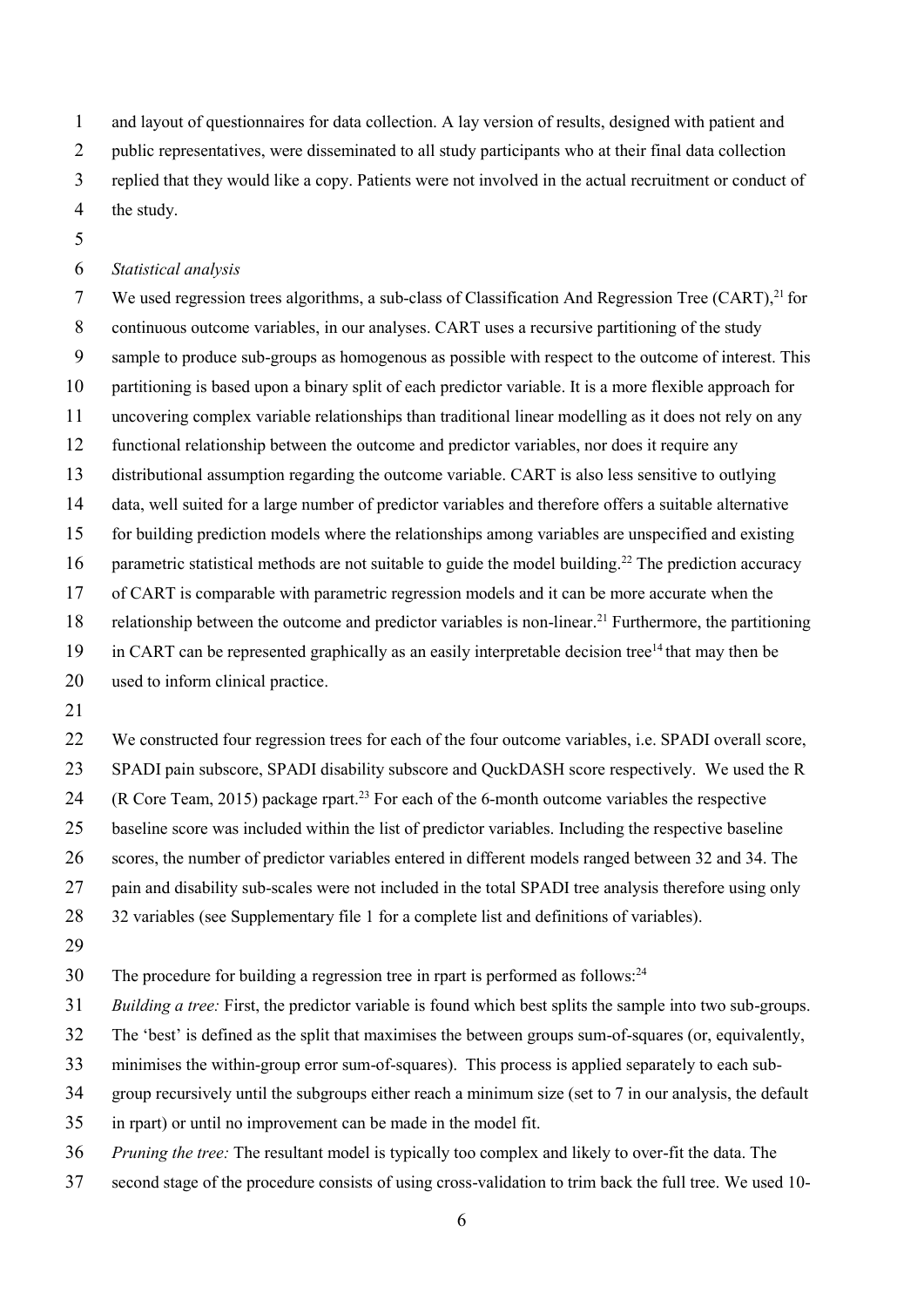and layout of questionnaires for data collection. A lay version of results, designed with patient and public representatives, were disseminated to all study participants who at their final data collection replied that they would like a copy. Patients were not involved in the actual recruitment or conduct of the study.

*Statistical analysis*

We used regression trees algorithms, a sub-class of Classification And Regression Tree (CART),[21] for continuous outcome variables, in our analyses. CART uses a recursive partitioning of the study sample to produce sub-groups as homogenous as possible with respect to the outcome of interest. This partitioning is based upon a binary split of each predictor variable. It is a more flexible approach for uncovering complex variable relationships than traditional linear modelling as it does not rely on any functional relationship between the outcome and predictor variables, nor does it require any distributional assumption regarding the outcome variable. CART is also less sensitive to outlying data, well suited for a large number of predictor variables and therefore offers a suitable alternative for building prediction models where the relationships among variables are unspecified and existing parametric statistical methods are not suitable to guide the model building.[22] The prediction accuracy of CART is comparable with parametric regression models and it can be more accurate when the relationship between the outcome and predictor variables is non-linear.[21] Furthermore, the partitioning in CART can be represented graphically as an easily interpretable decision tree[14] that may then be used to inform clinical practice.

We constructed four regression trees for each of the four outcome variables, i.e. SPADI overall score, SPADI pain subscore, SPADI disability subscore and QuckDASH score respectively. We used the R (R Core Team, 2015) package rpart.[23] For each of the 6-month outcome variables the respective baseline score was included within the list of predictor variables. Including the respective baseline scores, the number of predictor variables entered in different models ranged between 32 and 34. The pain and disability sub-scales were not included in the total SPADI tree analysis therefore using only 32 variables (see Supplementary file 1 for a complete list and definitions of variables).

The procedure for building a regression tree in rpart is performed as follows:[24]

*Building a tree:* First, the predictor variable is found which best splits the sample into two sub-groups. The 'best' is defined as the split that maximises the between groups sum-of-squares (or, equivalently, minimises the within-group error sum-of-squares). This process is applied separately to each sub-group recursively until the subgroups either reach a minimum size (set to 7 in our analysis, the default in rpart) or until no improvement can be made in the model fit.

*Pruning the tree:* The resultant model is typically too complex and likely to over-fit the data. The second stage of the procedure consists of using cross-validation to trim back the full tree. We used 10-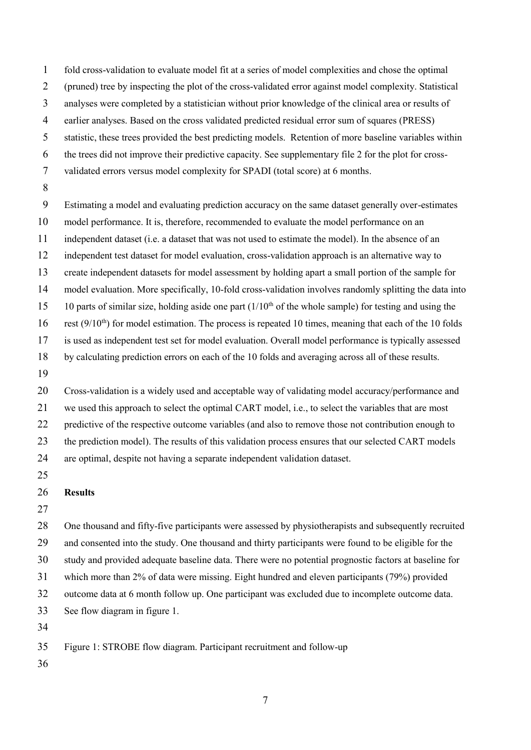fold cross-validation to evaluate model fit at a series of model complexities and chose the optimal (pruned) tree by inspecting the plot of the cross-validated error against model complexity. Statistical analyses were completed by a statistician without prior knowledge of the clinical area or results of earlier analyses. Based on the cross validated predicted residual error sum of squares (PRESS) statistic, these trees provided the best predicting models. Retention of more baseline variables within the trees did not improve their predictive capacity. See supplementary file 2 for the plot for cross-validated errors versus model complexity for SPADI (total score) at 6 months.

Estimating a model and evaluating prediction accuracy on the same dataset generally over-estimates model performance. It is, therefore, recommended to evaluate the model performance on an independent dataset (i.e. a dataset that was not used to estimate the model). In the absence of an independent test dataset for model evaluation, cross-validation approach is an alternative way to create independent datasets for model assessment by holding apart a small portion of the sample for model evaluation. More specifically, 10-fold cross-validation involves randomly splitting the data into 10 parts of similar size, holding aside one part ($1/10^{th}$ of the whole sample) for testing and using the rest ($9/10^{th}$) for model estimation. The process is repeated 10 times, meaning that each of the 10 folds is used as independent test set for model evaluation. Overall model performance is typically assessed by calculating prediction errors on each of the 10 folds and averaging across all of these results.

Cross-validation is a widely used and acceptable way of validating model accuracy/performance and we used this approach to select the optimal CART model, i.e., to select the variables that are most predictive of the respective outcome variables (and also to remove those not contribution enough to the prediction model). The results of this validation process ensures that our selected CART models are optimal, despite not having a separate independent validation dataset.

## Results

One thousand and fifty-five participants were assessed by physiotherapists and subsequently recruited and consented into the study. One thousand and thirty participants were found to be eligible for the study and provided adequate baseline data. There were no potential prognostic factors at baseline for which more than 2% of data were missing. Eight hundred and eleven participants (79%) provided outcome data at 6 month follow up. One participant was excluded due to incomplete outcome data. See flow diagram in figure 1.

Figure 1: STROBE flow diagram. Participant recruitment and follow-up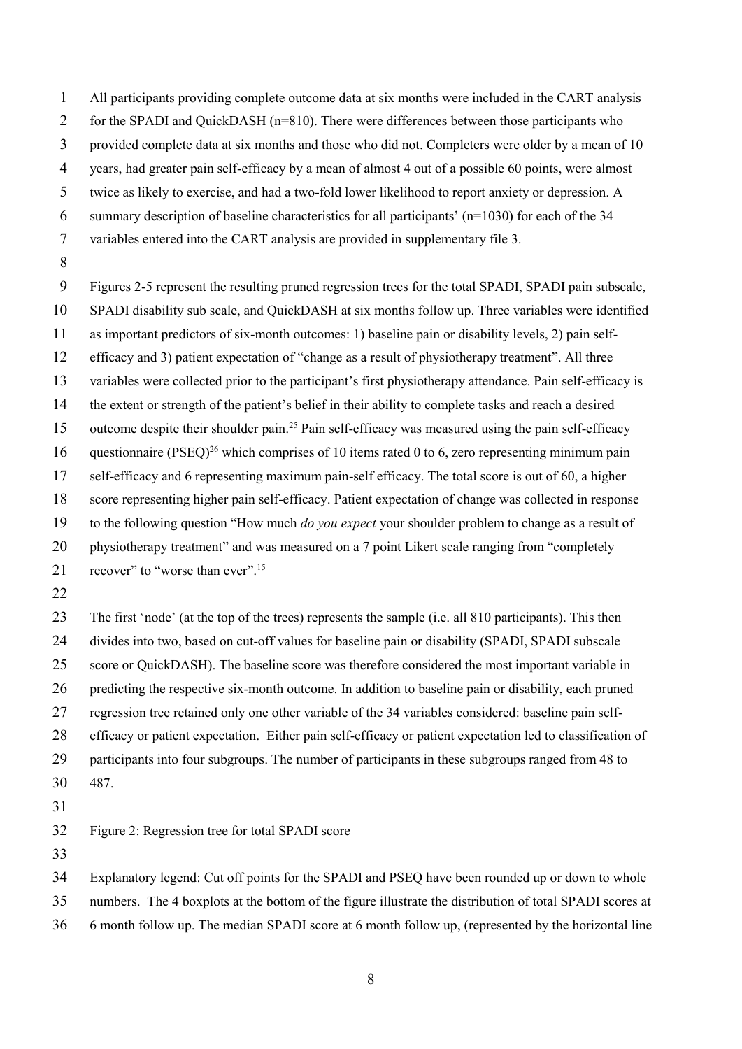All participants providing complete outcome data at six months were included in the CART analysis for the SPADI and QuickDASH (n=810). There were differences between those participants who provided complete data at six months and those who did not. Completers were older by a mean of 10 years, had greater pain self-efficacy by a mean of almost 4 out of a possible 60 points, were almost twice as likely to exercise, and had a two-fold lower likelihood to report anxiety or depression. A summary description of baseline characteristics for all participants' (n=1030) for each of the 34 variables entered into the CART analysis are provided in supplementary file 3.

Figures 2-5 represent the resulting pruned regression trees for the total SPADI, SPADI pain subscale, SPADI disability sub scale, and QuickDASH at six months follow up. Three variables were identified as important predictors of six-month outcomes: 1) baseline pain or disability levels, 2) pain self-efficacy and 3) patient expectation of "change as a result of physiotherapy treatment". All three variables were collected prior to the participant's first physiotherapy attendance. Pain self-efficacy is the extent or strength of the patient's belief in their ability to complete tasks and reach a desired outcome despite their shoulder pain.[25] Pain self-efficacy was measured using the pain self-efficacy questionnaire (PSEQ)[26] which comprises of 10 items rated 0 to 6, zero representing minimum pain self-efficacy and 6 representing maximum pain-self efficacy. The total score is out of 60, a higher score representing higher pain self-efficacy. Patient expectation of change was collected in response to the following question "How much *do you expect* your shoulder problem to change as a result of physiotherapy treatment" and was measured on a 7 point Likert scale ranging from "completely recover" to "worse than ever".[15]

The first 'node' (at the top of the trees) represents the sample (i.e. all 810 participants). This then divides into two, based on cut-off values for baseline pain or disability (SPADI, SPADI subscale score or QuickDASH). The baseline score was therefore considered the most important variable in predicting the respective six-month outcome. In addition to baseline pain or disability, each pruned regression tree retained only one other variable of the 34 variables considered: baseline pain self-efficacy or patient expectation. Either pain self-efficacy or patient expectation led to classification of participants into four subgroups. The number of participants in these subgroups ranged from 48 to 487.

Figure 2: Regression tree for total SPADI score

Explanatory legend: Cut off points for the SPADI and PSEQ have been rounded up or down to whole numbers. The 4 boxplots at the bottom of the figure illustrate the distribution of total SPADI scores at 6 month follow up. The median SPADI score at 6 month follow up, (represented by the horizontal line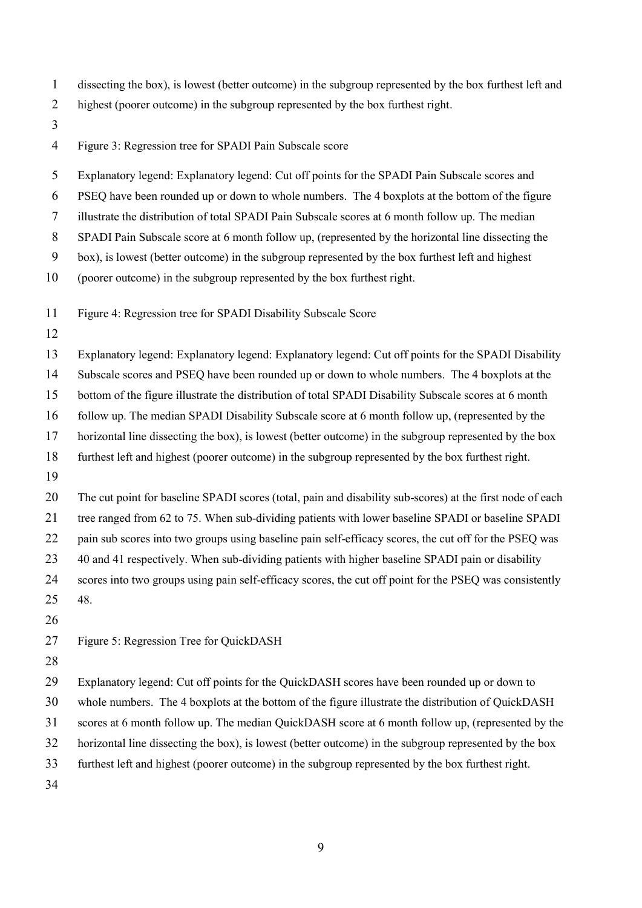dissecting the box), is lowest (better outcome) in the subgroup represented by the box furthest left and highest (poorer outcome) in the subgroup represented by the box furthest right.

Figure 3: Regression tree for SPADI Pain Subscale score

Explanatory legend: Explanatory legend: Cut off points for the SPADI Pain Subscale scores and PSEQ have been rounded up or down to whole numbers. The 4 boxplots at the bottom of the figure illustrate the distribution of total SPADI Pain Subscale scores at 6 month follow up. The median SPADI Pain Subscale score at 6 month follow up, (represented by the horizontal line dissecting the box), is lowest (better outcome) in the subgroup represented by the box furthest left and highest (poorer outcome) in the subgroup represented by the box furthest right.

Figure 4: Regression tree for SPADI Disability Subscale Score

Explanatory legend: Explanatory legend: Explanatory legend: Cut off points for the SPADI Disability Subscale scores and PSEQ have been rounded up or down to whole numbers. The 4 boxplots at the bottom of the figure illustrate the distribution of total SPADI Disability Subscale scores at 6 month follow up. The median SPADI Disability Subscale score at 6 month follow up, (represented by the horizontal line dissecting the box), is lowest (better outcome) in the subgroup represented by the box furthest left and highest (poorer outcome) in the subgroup represented by the box furthest right.

The cut point for baseline SPADI scores (total, pain and disability sub-scores) at the first node of each tree ranged from 62 to 75. When sub-dividing patients with lower baseline SPADI or baseline SPADI pain sub scores into two groups using baseline pain self-efficacy scores, the cut off for the PSEQ was 40 and 41 respectively. When sub-dividing patients with higher baseline SPADI pain or disability scores into two groups using pain self-efficacy scores, the cut off point for the PSEQ was consistently 48.

Figure 5: Regression Tree for QuickDASH

Explanatory legend: Cut off points for the QuickDASH scores have been rounded up or down to whole numbers. The 4 boxplots at the bottom of the figure illustrate the distribution of QuickDASH scores at 6 month follow up. The median QuickDASH score at 6 month follow up, (represented by the horizontal line dissecting the box), is lowest (better outcome) in the subgroup represented by the box furthest left and highest (poorer outcome) in the subgroup represented by the box furthest right.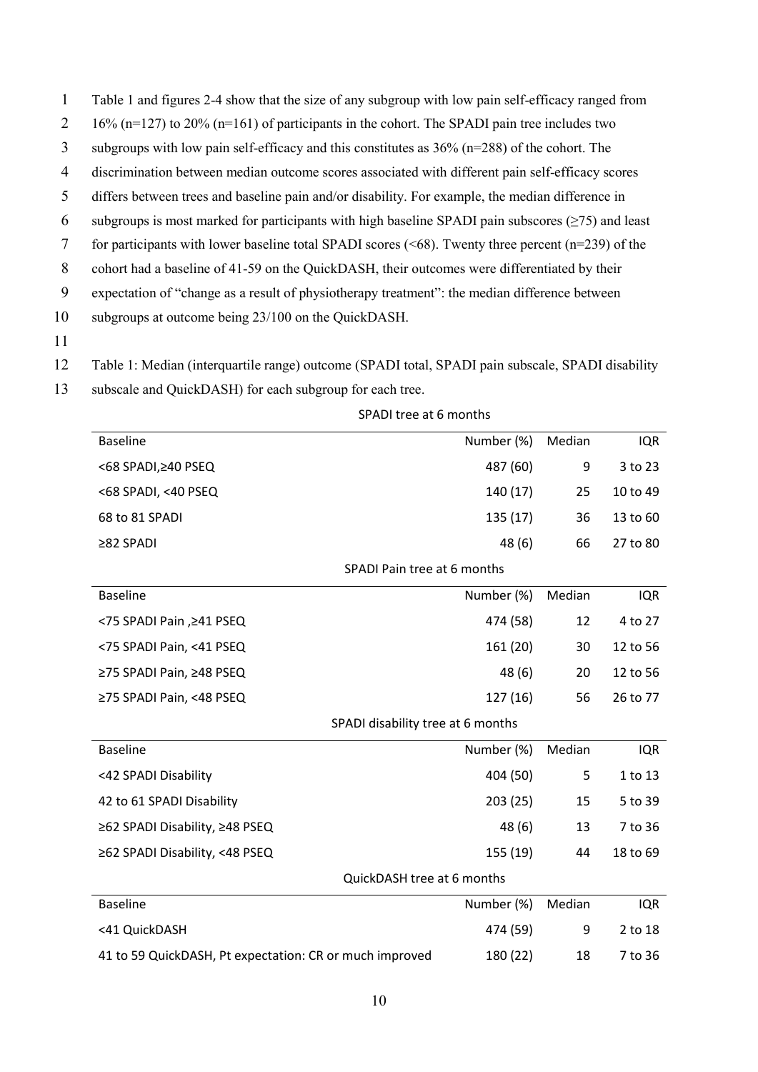Table 1 and figures 2-4 show that the size of any subgroup with low pain self-efficacy ranged from 16% (n=127) to 20% (n=161) of participants in the cohort. The SPADI pain tree includes two subgroups with low pain self-efficacy and this constitutes as 36% (n=288) of the cohort. The discrimination between median outcome scores associated with different pain self-efficacy scores differs between trees and baseline pain and/or disability. For example, the median difference in subgroups is most marked for participants with high baseline SPADI pain subscores (≥75) and least for participants with lower baseline total SPADI scores (<68). Twenty three percent (n=239) of the cohort had a baseline of 41-59 on the QuickDASH, their outcomes were differentiated by their expectation of "change as a result of physiotherapy treatment": the median difference between subgroups at outcome being 23/100 on the QuickDASH.

Table 1: Median (interquartile range) outcome (SPADI total, SPADI pain subscale, SPADI disability subscale and QuickDASH) for each subgroup for each tree.

**SPADI tree at 6 months**

| Baseline | Number (%) | Median | IQR |
|---|---|---|---|
| <68 SPADI,≥40 PSEQ | 487 (60) | 9 | 3 to 23 |
| <68 SPADI, <40 PSEQ | 140 (17) | 25 | 10 to 49 |
| 68 to 81 SPADI | 135 (17) | 36 | 13 to 60 |
| ≥82 SPADI | 48 (6) | 66 | 27 to 80 |

**SPADI Pain tree at 6 months**

| Baseline | Number (%) | Median | IQR |
|---|---|---|---|
| <75 SPADI Pain ,≥41 PSEQ | 474 (58) | 12 | 4 to 27 |
| <75 SPADI Pain, <41 PSEQ | 161 (20) | 30 | 12 to 56 |
| ≥75 SPADI Pain, ≥48 PSEQ | 48 (6) | 20 | 12 to 56 |
| ≥75 SPADI Pain, <48 PSEQ | 127 (16) | 56 | 26 to 77 |

**SPADI disability tree at 6 months**

| Baseline | Number (%) | Median | IQR |
|---|---|---|---|
| <42 SPADI Disability | 404 (50) | 5 | 1 to 13 |
| 42 to 61 SPADI Disability | 203 (25) | 15 | 5 to 39 |
| ≥62 SPADI Disability, ≥48 PSEQ | 48 (6) | 13 | 7 to 36 |
| ≥62 SPADI Disability, <48 PSEQ | 155 (19) | 44 | 18 to 69 |

**QuickDASH tree at 6 months**

| Baseline | Number (%) | Median | IQR |
|---|---|---|---|
| <41 QuickDASH | 474 (59) | 9 | 2 to 18 |
| 41 to 59 QuickDASH, Pt expectation: CR or much improved | 180 (22) | 18 | 7 to 36 |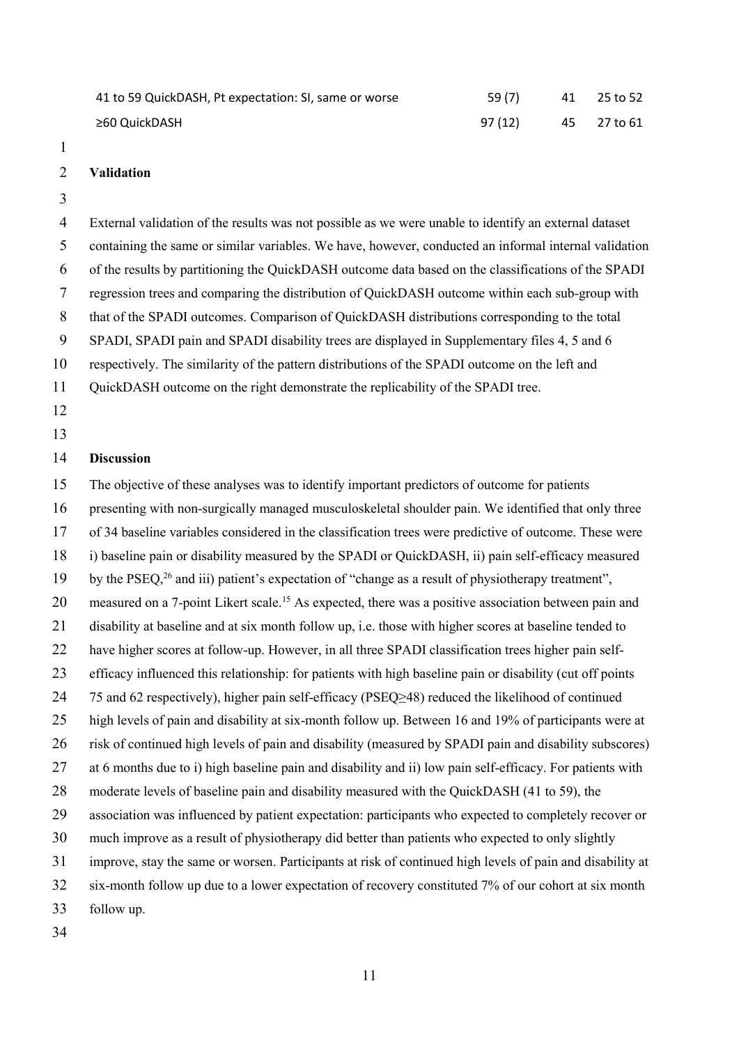| | | | |
|---|---|---|---|
| 41 to 59 QuickDASH, Pt expectation: SI, same or worse | 59 (7) | 41 | 25 to 52 |
| ≥60 QuickDASH | 97 (12) | 45 | 27 to 61 |

## Validation

External validation of the results was not possible as we were unable to identify an external dataset containing the same or similar variables. We have, however, conducted an informal internal validation of the results by partitioning the QuickDASH outcome data based on the classifications of the SPADI regression trees and comparing the distribution of QuickDASH outcome within each sub-group with that of the SPADI outcomes. Comparison of QuickDASH distributions corresponding to the total SPADI, SPADI pain and SPADI disability trees are displayed in Supplementary files 4, 5 and 6 respectively. The similarity of the pattern distributions of the SPADI outcome on the left and QuickDASH outcome on the right demonstrate the replicability of the SPADI tree.

## Discussion

The objective of these analyses was to identify important predictors of outcome for patients presenting with non-surgically managed musculoskeletal shoulder pain. We identified that only three of 34 baseline variables considered in the classification trees were predictive of outcome. These were i) baseline pain or disability measured by the SPADI or QuickDASH, ii) pain self-efficacy measured by the PSEQ,[26] and iii) patient's expectation of "change as a result of physiotherapy treatment", measured on a 7-point Likert scale.[15] As expected, there was a positive association between pain and disability at baseline and at six month follow up, i.e. those with higher scores at baseline tended to have higher scores at follow-up. However, in all three SPADI classification trees higher pain self-efficacy influenced this relationship: for patients with high baseline pain or disability (cut off points 75 and 62 respectively), higher pain self-efficacy (PSEQ≥48) reduced the likelihood of continued high levels of pain and disability at six-month follow up. Between 16 and 19% of participants were at risk of continued high levels of pain and disability (measured by SPADI pain and disability subscores) at 6 months due to i) high baseline pain and disability and ii) low pain self-efficacy. For patients with moderate levels of baseline pain and disability measured with the QuickDASH (41 to 59), the association was influenced by patient expectation: participants who expected to completely recover or much improve as a result of physiotherapy did better than patients who expected to only slightly improve, stay the same or worsen. Participants at risk of continued high levels of pain and disability at six-month follow up due to a lower expectation of recovery constituted 7% of our cohort at six month follow up.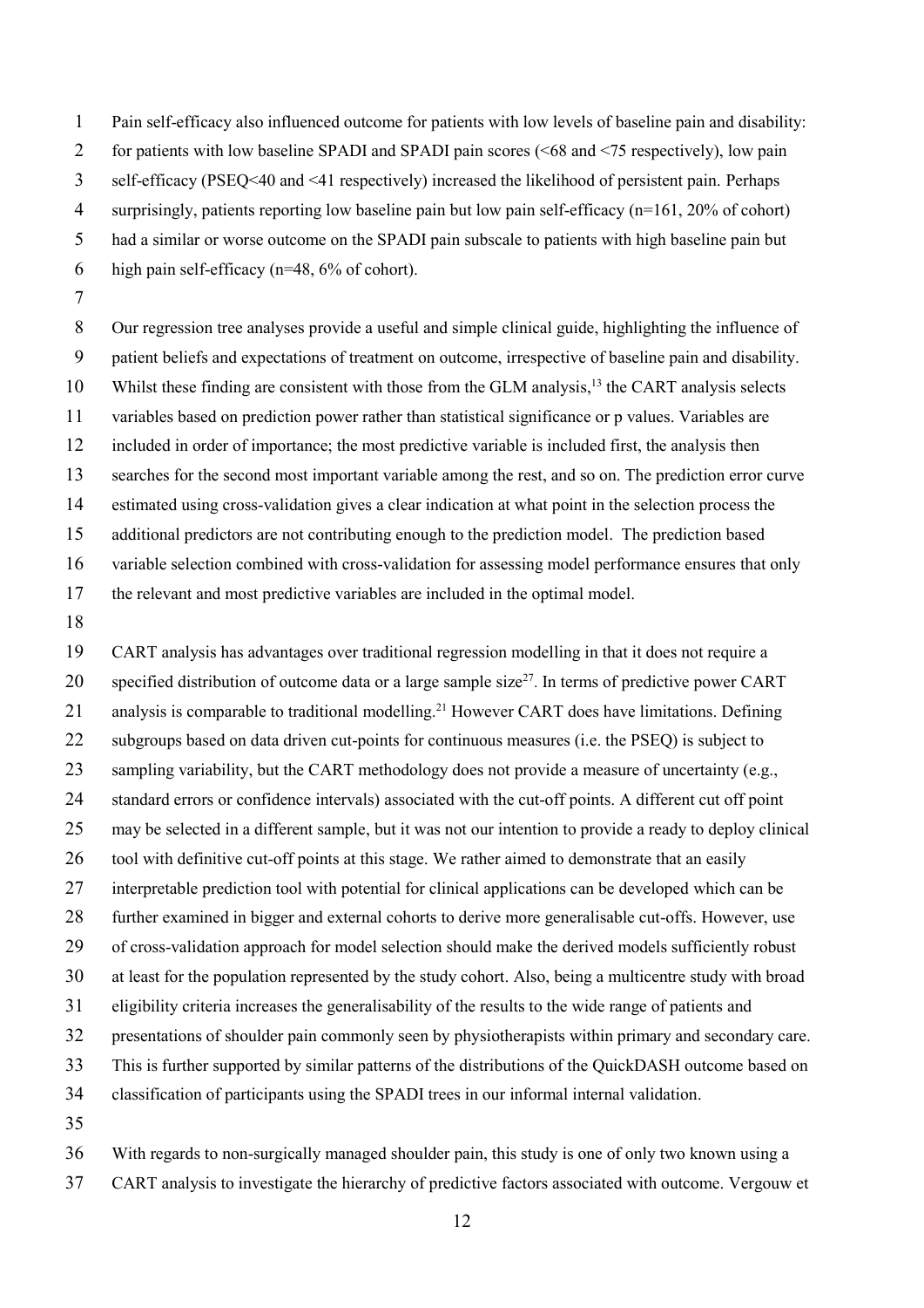Pain self-efficacy also influenced outcome for patients with low levels of baseline pain and disability: for patients with low baseline SPADI and SPADI pain scores (<68 and <75 respectively), low pain self-efficacy (PSEQ<40 and <41 respectively) increased the likelihood of persistent pain. Perhaps surprisingly, patients reporting low baseline pain but low pain self-efficacy (n=161, 20% of cohort) had a similar or worse outcome on the SPADI pain subscale to patients with high baseline pain but high pain self-efficacy (n=48, 6% of cohort).

Our regression tree analyses provide a useful and simple clinical guide, highlighting the influence of patient beliefs and expectations of treatment on outcome, irrespective of baseline pain and disability. Whilst these finding are consistent with those from the GLM analysis,[13] the CART analysis selects variables based on prediction power rather than statistical significance or p values. Variables are included in order of importance; the most predictive variable is included first, the analysis then searches for the second most important variable among the rest, and so on. The prediction error curve estimated using cross-validation gives a clear indication at what point in the selection process the additional predictors are not contributing enough to the prediction model. The prediction based variable selection combined with cross-validation for assessing model performance ensures that only the relevant and most predictive variables are included in the optimal model.

CART analysis has advantages over traditional regression modelling in that it does not require a specified distribution of outcome data or a large sample size[27]. In terms of predictive power CART analysis is comparable to traditional modelling.[21] However CART does have limitations. Defining subgroups based on data driven cut-points for continuous measures (i.e. the PSEQ) is subject to sampling variability, but the CART methodology does not provide a measure of uncertainty (e.g., standard errors or confidence intervals) associated with the cut-off points. A different cut off point may be selected in a different sample, but it was not our intention to provide a ready to deploy clinical tool with definitive cut-off points at this stage. We rather aimed to demonstrate that an easily interpretable prediction tool with potential for clinical applications can be developed which can be further examined in bigger and external cohorts to derive more generalisable cut-offs. However, use of cross-validation approach for model selection should make the derived models sufficiently robust at least for the population represented by the study cohort. Also, being a multicentre study with broad eligibility criteria increases the generalisability of the results to the wide range of patients and presentations of shoulder pain commonly seen by physiotherapists within primary and secondary care. This is further supported by similar patterns of the distributions of the QuickDASH outcome based on classification of participants using the SPADI trees in our informal internal validation.

With regards to non-surgically managed shoulder pain, this study is one of only two known using a CART analysis to investigate the hierarchy of predictive factors associated with outcome. Vergouw et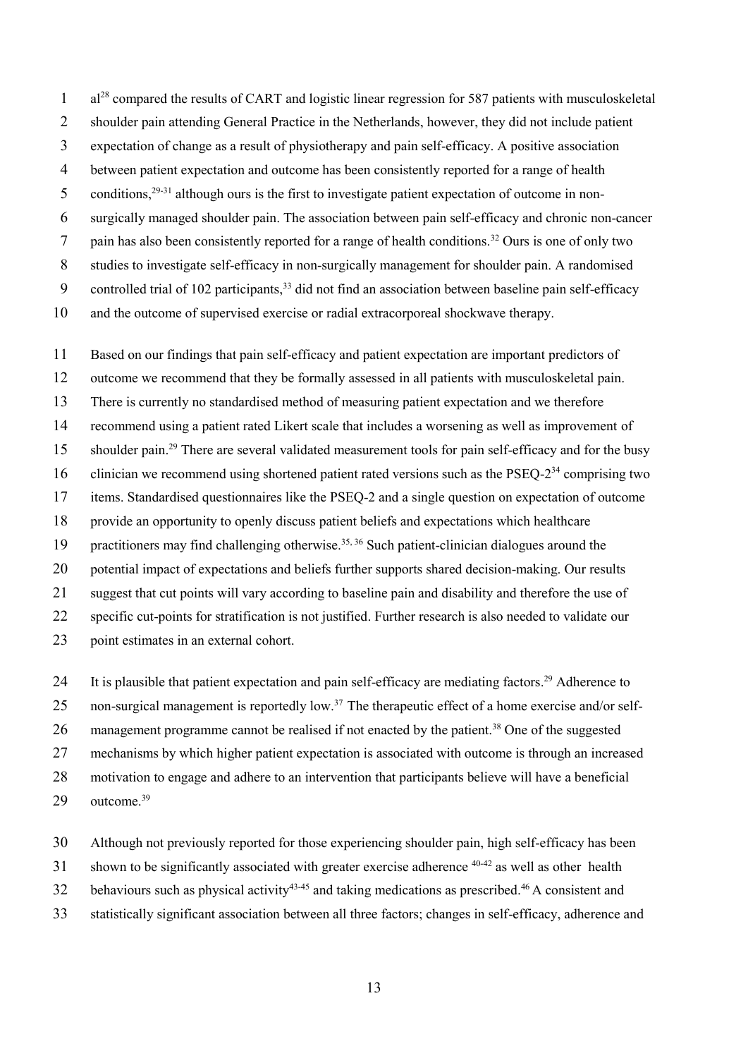al[28] compared the results of CART and logistic linear regression for 587 patients with musculoskeletal shoulder pain attending General Practice in the Netherlands, however, they did not include patient expectation of change as a result of physiotherapy and pain self-efficacy. A positive association between patient expectation and outcome has been consistently reported for a range of health conditions,[29-31] although ours is the first to investigate patient expectation of outcome in non-surgically managed shoulder pain. The association between pain self-efficacy and chronic non-cancer pain has also been consistently reported for a range of health conditions.[32] Ours is one of only two studies to investigate self-efficacy in non-surgically management for shoulder pain. A randomised controlled trial of 102 participants,[33] did not find an association between baseline pain self-efficacy and the outcome of supervised exercise or radial extracorporeal shockwave therapy.

Based on our findings that pain self-efficacy and patient expectation are important predictors of outcome we recommend that they be formally assessed in all patients with musculoskeletal pain. There is currently no standardised method of measuring patient expectation and we therefore recommend using a patient rated Likert scale that includes a worsening as well as improvement of shoulder pain.[29] There are several validated measurement tools for pain self-efficacy and for the busy clinician we recommend using shortened patient rated versions such as the PSEQ-2[34] comprising two items. Standardised questionnaires like the PSEQ-2 and a single question on expectation of outcome provide an opportunity to openly discuss patient beliefs and expectations which healthcare practitioners may find challenging otherwise.[35, 36] Such patient-clinician dialogues around the potential impact of expectations and beliefs further supports shared decision-making. Our results suggest that cut points will vary according to baseline pain and disability and therefore the use of specific cut-points for stratification is not justified. Further research is also needed to validate our point estimates in an external cohort.

It is plausible that patient expectation and pain self-efficacy are mediating factors.[29] Adherence to non-surgical management is reportedly low.[37] The therapeutic effect of a home exercise and/or self-management programme cannot be realised if not enacted by the patient.[38] One of the suggested mechanisms by which higher patient expectation is associated with outcome is through an increased motivation to engage and adhere to an intervention that participants believe will have a beneficial outcome.[39]

Although not previously reported for those experiencing shoulder pain, high self-efficacy has been shown to be significantly associated with greater exercise adherence [40-42] as well as other health behaviours such as physical activity[43-45] and taking medications as prescribed.[46] A consistent and statistically significant association between all three factors; changes in self-efficacy, adherence and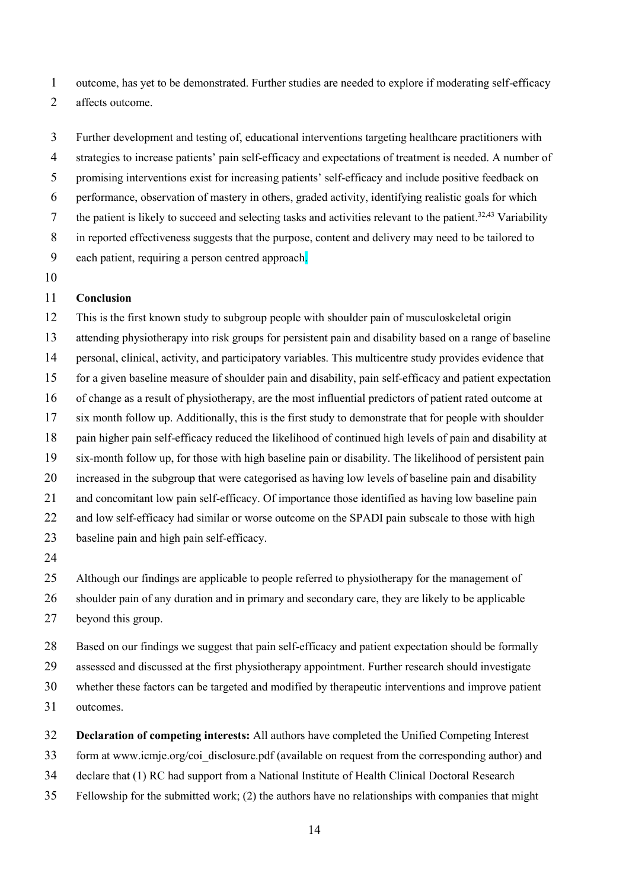outcome, has yet to be demonstrated. Further studies are needed to explore if moderating self-efficacy affects outcome.

Further development and testing of, educational interventions targeting healthcare practitioners with strategies to increase patients' pain self-efficacy and expectations of treatment is needed. A number of promising interventions exist for increasing patients' self-efficacy and include positive feedback on performance, observation of mastery in others, graded activity, identifying realistic goals for which the patient is likely to succeed and selecting tasks and activities relevant to the patient.[32,43] Variability in reported effectiveness suggests that the purpose, content and delivery may need to be tailored to each patient, requiring a person centred approach.

## Conclusion

This is the first known study to subgroup people with shoulder pain of musculoskeletal origin attending physiotherapy into risk groups for persistent pain and disability based on a range of baseline personal, clinical, activity, and participatory variables. This multicentre study provides evidence that for a given baseline measure of shoulder pain and disability, pain self-efficacy and patient expectation of change as a result of physiotherapy, are the most influential predictors of patient rated outcome at six month follow up. Additionally, this is the first study to demonstrate that for people with shoulder pain higher pain self-efficacy reduced the likelihood of continued high levels of pain and disability at six-month follow up, for those with high baseline pain or disability. The likelihood of persistent pain increased in the subgroup that were categorised as having low levels of baseline pain and disability and concomitant low pain self-efficacy. Of importance those identified as having low baseline pain and low self-efficacy had similar or worse outcome on the SPADI pain subscale to those with high baseline pain and high pain self-efficacy.

Although our findings are applicable to people referred to physiotherapy for the management of shoulder pain of any duration and in primary and secondary care, they are likely to be applicable beyond this group.

Based on our findings we suggest that pain self-efficacy and patient expectation should be formally assessed and discussed at the first physiotherapy appointment. Further research should investigate whether these factors can be targeted and modified by therapeutic interventions and improve patient outcomes.

**Declaration of competing interests:** All authors have completed the Unified Competing Interest form at www.icmje.org/coi_disclosure.pdf (available on request from the corresponding author) and declare that (1) RC had support from a National Institute of Health Clinical Doctoral Research Fellowship for the submitted work; (2) the authors have no relationships with companies that might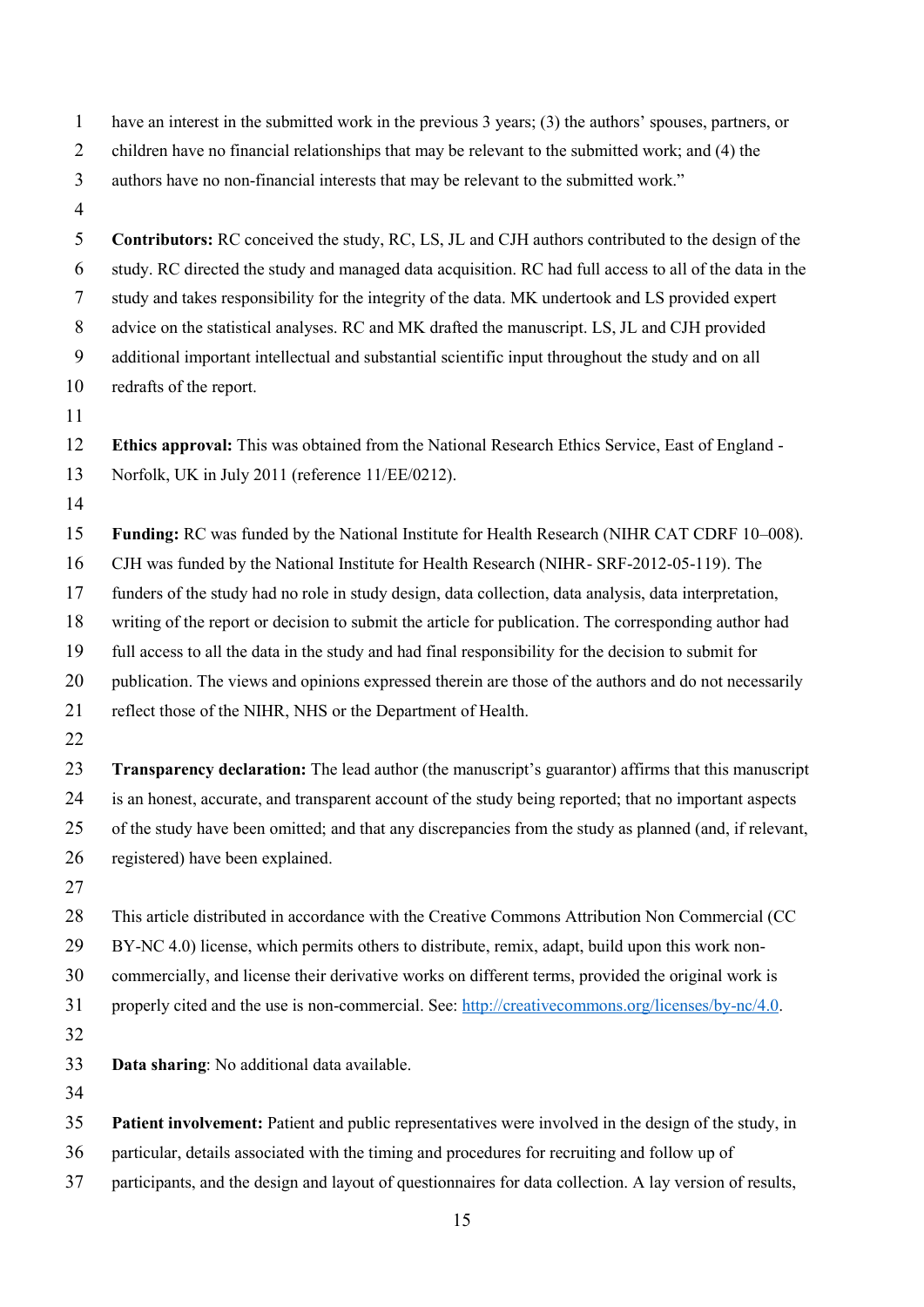have an interest in the submitted work in the previous 3 years; (3) the authors' spouses, partners, or children have no financial relationships that may be relevant to the submitted work; and (4) the authors have no non-financial interests that may be relevant to the submitted work."

**Contributors:** RC conceived the study, RC, LS, JL and CJH authors contributed to the design of the study. RC directed the study and managed data acquisition. RC had full access to all of the data in the study and takes responsibility for the integrity of the data. MK undertook and LS provided expert advice on the statistical analyses. RC and MK drafted the manuscript. LS, JL and CJH provided additional important intellectual and substantial scientific input throughout the study and on all redrafts of the report.

**Ethics approval:** This was obtained from the National Research Ethics Service, East of England - Norfolk, UK in July 2011 (reference 11/EE/0212).

**Funding:** RC was funded by the National Institute for Health Research (NIHR CAT CDRF 10–008). CJH was funded by the National Institute for Health Research (NIHR- SRF-2012-05-119). The funders of the study had no role in study design, data collection, data analysis, data interpretation, writing of the report or decision to submit the article for publication. The corresponding author had full access to all the data in the study and had final responsibility for the decision to submit for publication. The views and opinions expressed therein are those of the authors and do not necessarily reflect those of the NIHR, NHS or the Department of Health.

**Transparency declaration:** The lead author (the manuscript's guarantor) affirms that this manuscript is an honest, accurate, and transparent account of the study being reported; that no important aspects of the study have been omitted; and that any discrepancies from the study as planned (and, if relevant, registered) have been explained.

This article distributed in accordance with the Creative Commons Attribution Non Commercial (CC BY-NC 4.0) license, which permits others to distribute, remix, adapt, build upon this work non-commercially, and license their derivative works on different terms, provided the original work is properly cited and the use is non-commercial. See: http://creativecommons.org/licenses/by-nc/4.0.

**Data sharing**: No additional data available.

**Patient involvement:** Patient and public representatives were involved in the design of the study, in particular, details associated with the timing and procedures for recruiting and follow up of participants, and the design and layout of questionnaires for data collection. A lay version of results,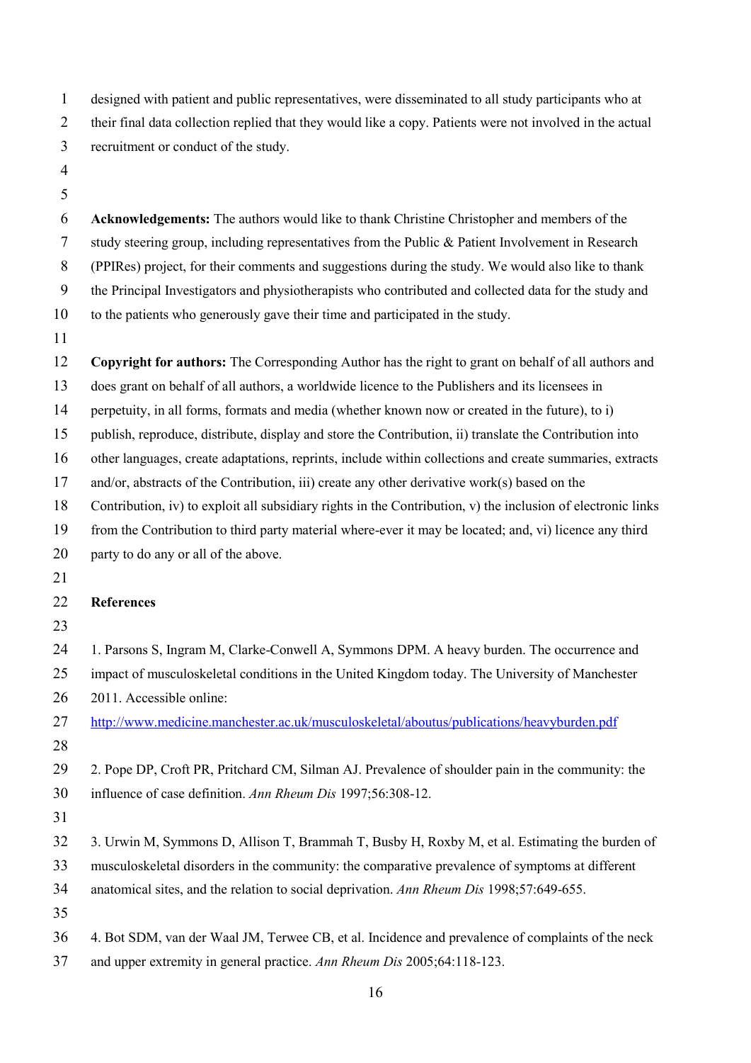designed with patient and public representatives, were disseminated to all study participants who at their final data collection replied that they would like a copy. Patients were not involved in the actual recruitment or conduct of the study.

**Acknowledgements:** The authors would like to thank Christine Christopher and members of the study steering group, including representatives from the Public & Patient Involvement in Research (PPIRes) project, for their comments and suggestions during the study. We would also like to thank the Principal Investigators and physiotherapists who contributed and collected data for the study and to the patients who generously gave their time and participated in the study.

**Copyright for authors:** The Corresponding Author has the right to grant on behalf of all authors and does grant on behalf of all authors, a worldwide licence to the Publishers and its licensees in perpetuity, in all forms, formats and media (whether known now or created in the future), to i) publish, reproduce, distribute, display and store the Contribution, ii) translate the Contribution into other languages, create adaptations, reprints, include within collections and create summaries, extracts and/or, abstracts of the Contribution, iii) create any other derivative work(s) based on the Contribution, iv) to exploit all subsidiary rights in the Contribution, v) the inclusion of electronic links from the Contribution to third party material where-ever it may be located; and, vi) licence any third party to do any or all of the above.

## References

1. Parsons S, Ingram M, Clarke-Conwell A, Symmons DPM. A heavy burden. The occurrence and impact of musculoskeletal conditions in the United Kingdom today. The University of Manchester 2011. Accessible online: http://www.medicine.manchester.ac.uk/musculoskeletal/aboutus/publications/heavyburden.pdf

2. Pope DP, Croft PR, Pritchard CM, Silman AJ. Prevalence of shoulder pain in the community: the influence of case definition. *Ann Rheum Dis* 1997;56:308-12.

3. Urwin M, Symmons D, Allison T, Brammah T, Busby H, Roxby M, et al. Estimating the burden of musculoskeletal disorders in the community: the comparative prevalence of symptoms at different anatomical sites, and the relation to social deprivation. *Ann Rheum Dis* 1998;57:649-655.

4. Bot SDM, van der Waal JM, Terwee CB, et al. Incidence and prevalence of complaints of the neck and upper extremity in general practice. *Ann Rheum Dis* 2005;64:118-123.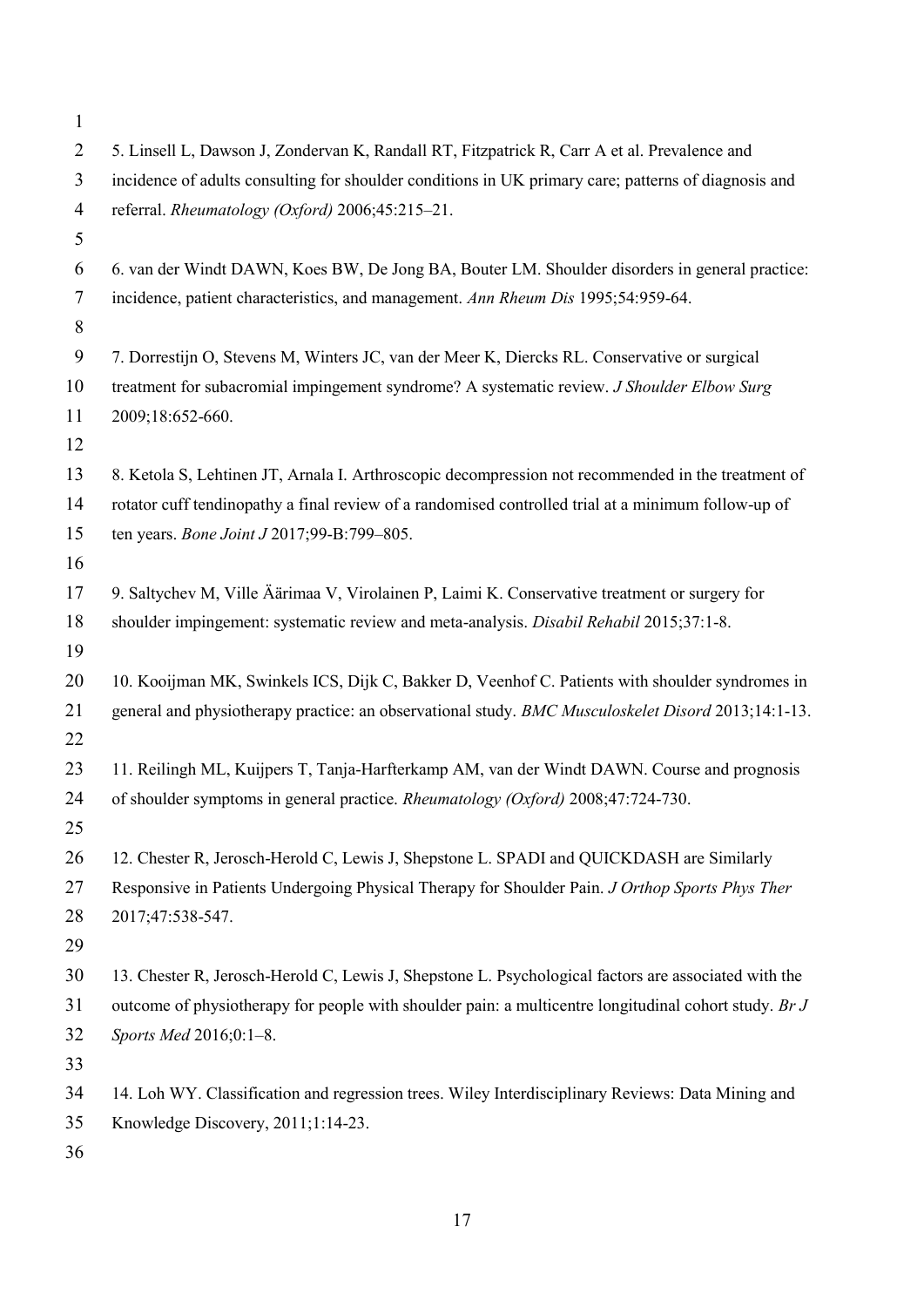5. Linsell L, Dawson J, Zondervan K, Randall RT, Fitzpatrick R, Carr A et al. Prevalence and incidence of adults consulting for shoulder conditions in UK primary care; patterns of diagnosis and referral. *Rheumatology (Oxford)* 2006;45:215–21.

6. van der Windt DAWN, Koes BW, De Jong BA, Bouter LM. Shoulder disorders in general practice: incidence, patient characteristics, and management. *Ann Rheum Dis* 1995;54:959-64.

7. Dorrestijn O, Stevens M, Winters JC, van der Meer K, Diercks RL. Conservative or surgical treatment for subacromial impingement syndrome? A systematic review. *J Shoulder Elbow Surg* 2009;18:652-660.

8. Ketola S, Lehtinen JT, Arnala I. Arthroscopic decompression not recommended in the treatment of rotator cuff tendinopathy a final review of a randomised controlled trial at a minimum follow-up of ten years. *Bone Joint J* 2017;99-B:799–805.

9. Saltychev M, Ville Äärimaa V, Virolainen P, Laimi K. Conservative treatment or surgery for shoulder impingement: systematic review and meta-analysis. *Disabil Rehabil* 2015;37:1-8.

10. Kooijman MK, Swinkels ICS, Dijk C, Bakker D, Veenhof C. Patients with shoulder syndromes in general and physiotherapy practice: an observational study. *BMC Musculoskelet Disord* 2013;14:1-13.

11. Reilingh ML, Kuijpers T, Tanja-Harfterkamp AM, van der Windt DAWN. Course and prognosis of shoulder symptoms in general practice. *Rheumatology (Oxford)* 2008;47:724-730.

12. Chester R, Jerosch-Herold C, Lewis J, Shepstone L. SPADI and QUICKDASH are Similarly Responsive in Patients Undergoing Physical Therapy for Shoulder Pain. *J Orthop Sports Phys Ther* 2017;47:538-547.

13. Chester R, Jerosch-Herold C, Lewis J, Shepstone L. Psychological factors are associated with the outcome of physiotherapy for people with shoulder pain: a multicentre longitudinal cohort study. *Br J Sports Med* 2016;0:1–8.

14. Loh WY. Classification and regression trees. Wiley Interdisciplinary Reviews: Data Mining and Knowledge Discovery, 2011;1:14-23.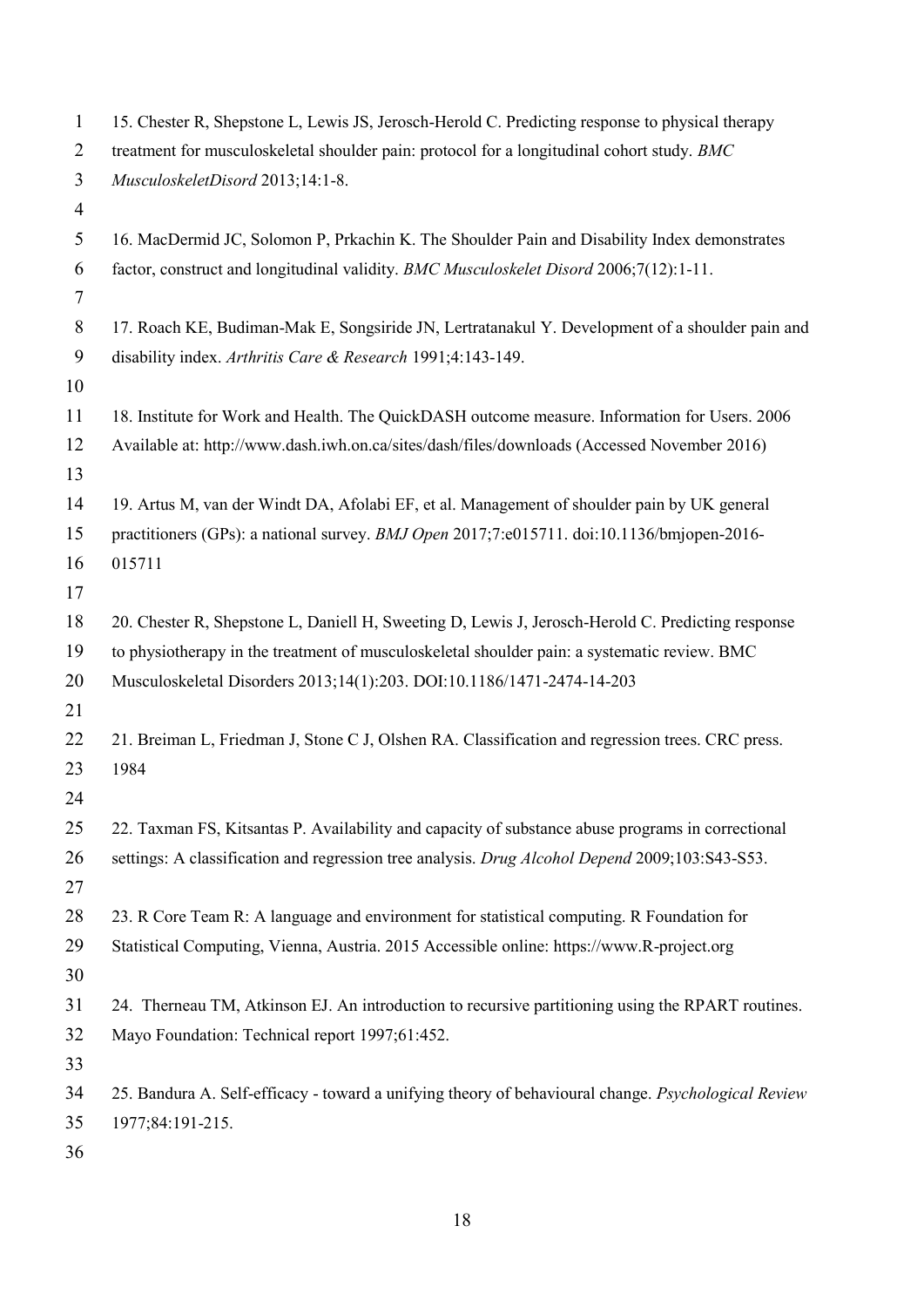15. Chester R, Shepstone L, Lewis JS, Jerosch-Herold C. Predicting response to physical therapy treatment for musculoskeletal shoulder pain: protocol for a longitudinal cohort study. *BMC MusculoskeletDisord* 2013;14:1-8.

16. MacDermid JC, Solomon P, Prkachin K. The Shoulder Pain and Disability Index demonstrates factor, construct and longitudinal validity. *BMC Musculoskelet Disord* 2006;7(12):1-11.

17. Roach KE, Budiman-Mak E, Songsiride JN, Lertratanakul Y. Development of a shoulder pain and disability index. *Arthritis Care & Research* 1991;4:143-149.

18. Institute for Work and Health. The QuickDASH outcome measure. Information for Users. 2006 Available at: http://www.dash.iwh.on.ca/sites/dash/files/downloads (Accessed November 2016)

19. Artus M, van der Windt DA, Afolabi EF, et al. Management of shoulder pain by UK general practitioners (GPs): a national survey. *BMJ Open* 2017;7:e015711. doi:10.1136/bmjopen-2016-015711

20. Chester R, Shepstone L, Daniell H, Sweeting D, Lewis J, Jerosch-Herold C. Predicting response to physiotherapy in the treatment of musculoskeletal shoulder pain: a systematic review. BMC Musculoskeletal Disorders 2013;14(1):203. DOI:10.1186/1471-2474-14-203

21. Breiman L, Friedman J, Stone C J, Olshen RA. Classification and regression trees. CRC press. 1984

22. Taxman FS, Kitsantas P. Availability and capacity of substance abuse programs in correctional settings: A classification and regression tree analysis. *Drug Alcohol Depend* 2009;103:S43-S53.

23. R Core Team R: A language and environment for statistical computing. R Foundation for Statistical Computing, Vienna, Austria. 2015 Accessible online: https://www.R-project.org

24. Therneau TM, Atkinson EJ. An introduction to recursive partitioning using the RPART routines. Mayo Foundation: Technical report 1997;61:452.

25. Bandura A. Self-efficacy - toward a unifying theory of behavioural change. *Psychological Review* 1977;84:191-215.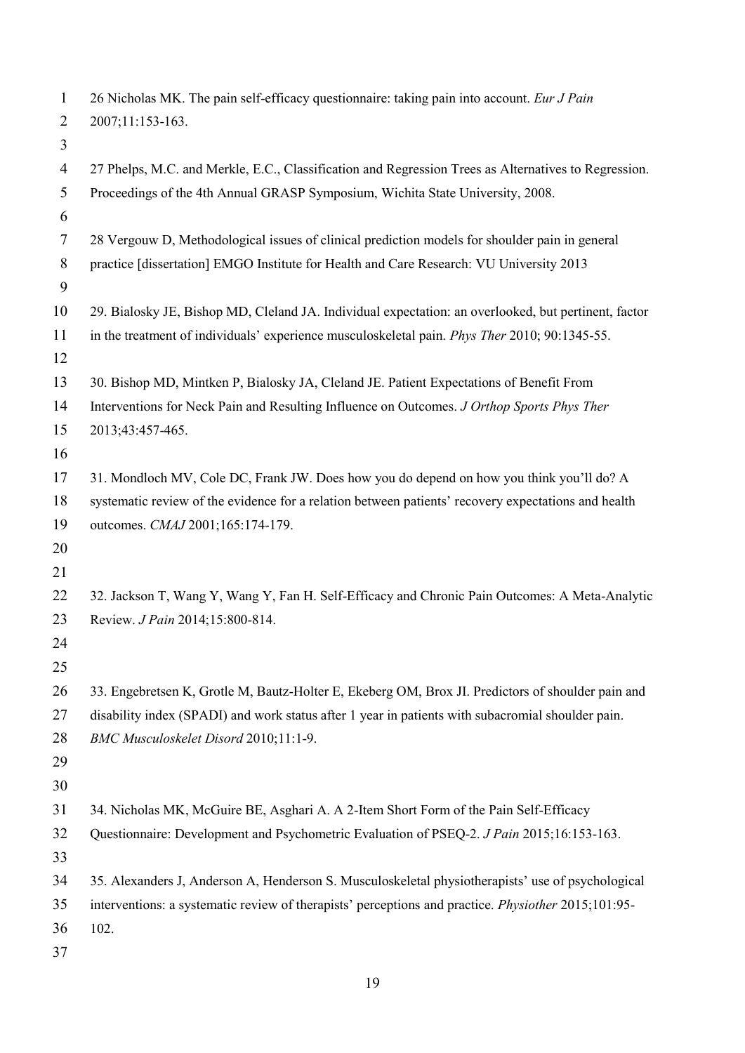26 Nicholas MK. The pain self-efficacy questionnaire: taking pain into account. *Eur J Pain* 2007;11:153-163.

27 Phelps, M.C. and Merkle, E.C., Classification and Regression Trees as Alternatives to Regression. Proceedings of the 4th Annual GRASP Symposium, Wichita State University, 2008.

28 Vergouw D, Methodological issues of clinical prediction models for shoulder pain in general practice [dissertation] EMGO Institute for Health and Care Research: VU University 2013

29. Bialosky JE, Bishop MD, Cleland JA. Individual expectation: an overlooked, but pertinent, factor in the treatment of individuals' experience musculoskeletal pain. *Phys Ther* 2010; 90:1345-55.

30. Bishop MD, Mintken P, Bialosky JA, Cleland JE. Patient Expectations of Benefit From Interventions for Neck Pain and Resulting Influence on Outcomes. *J Orthop Sports Phys Ther* 2013;43:457-465.

31. Mondloch MV, Cole DC, Frank JW. Does how you do depend on how you think you'll do? A systematic review of the evidence for a relation between patients' recovery expectations and health outcomes. *CMAJ* 2001;165:174-179.

32. Jackson T, Wang Y, Wang Y, Fan H. Self-Efficacy and Chronic Pain Outcomes: A Meta-Analytic Review. *J Pain* 2014;15:800-814.

33. Engebretsen K, Grotle M, Bautz-Holter E, Ekeberg OM, Brox JI. Predictors of shoulder pain and disability index (SPADI) and work status after 1 year in patients with subacromial shoulder pain. *BMC Musculoskelet Disord* 2010;11:1-9.

34. Nicholas MK, McGuire BE, Asghari A. A 2-Item Short Form of the Pain Self-Efficacy Questionnaire: Development and Psychometric Evaluation of PSEQ-2. *J Pain* 2015;16:153-163.

35. Alexanders J, Anderson A, Henderson S. Musculoskeletal physiotherapists' use of psychological interventions: a systematic review of therapists' perceptions and practice. *Physiother* 2015;101:95-102.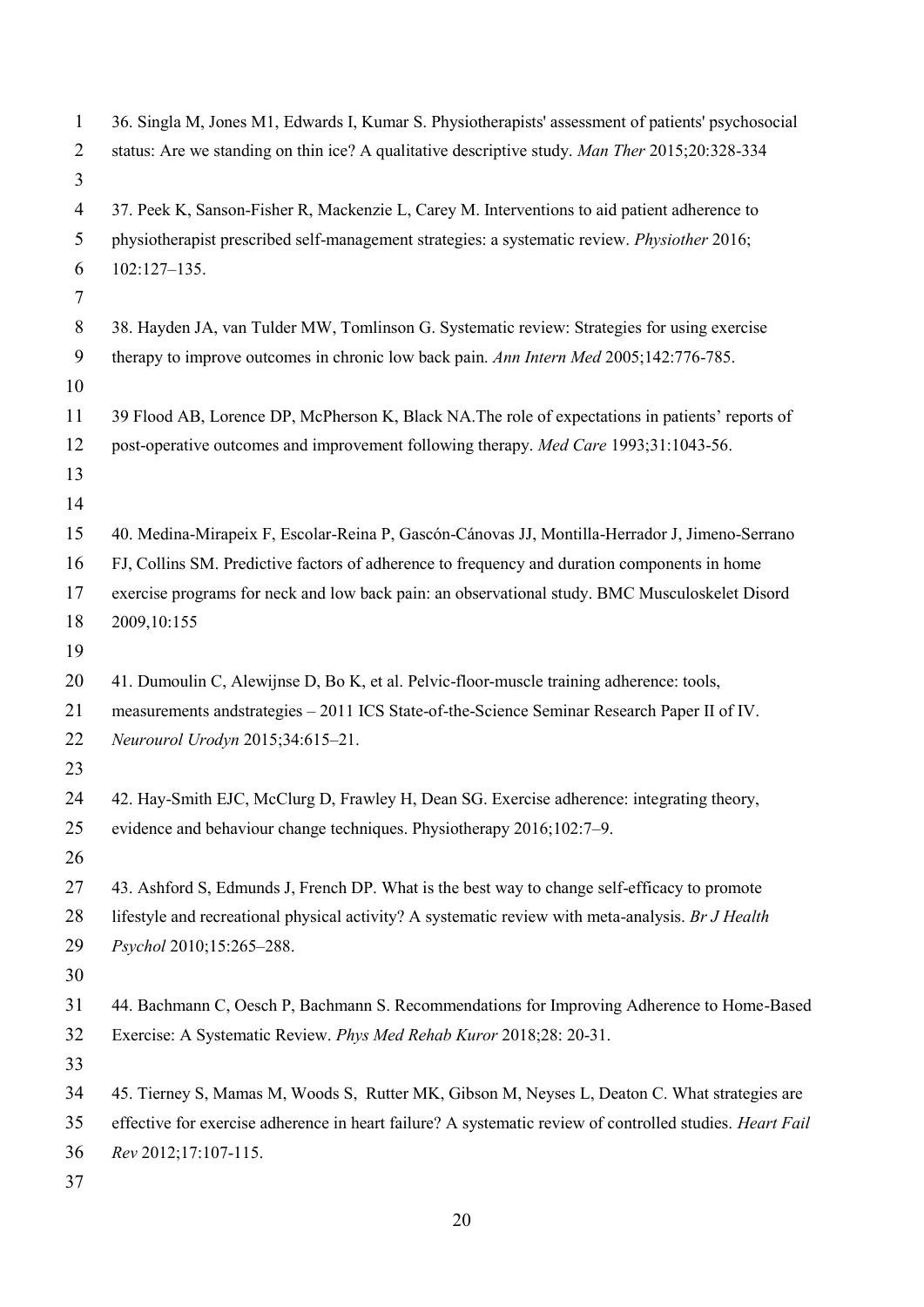36. Singla M, Jones M1, Edwards I, Kumar S. Physiotherapists' assessment of patients' psychosocial status: Are we standing on thin ice? A qualitative descriptive study. *Man Ther* 2015;20:328-334

37. Peek K, Sanson-Fisher R, Mackenzie L, Carey M. Interventions to aid patient adherence to physiotherapist prescribed self-management strategies: a systematic review. *Physiother* 2016; 102:127–135.

38. Hayden JA, van Tulder MW, Tomlinson G. Systematic review: Strategies for using exercise therapy to improve outcomes in chronic low back pain. *Ann Intern Med* 2005;142:776-785.

39 Flood AB, Lorence DP, McPherson K, Black NA.The role of expectations in patients' reports of post-operative outcomes and improvement following therapy. *Med Care* 1993;31:1043-56.

40. Medina-Mirapeix F, Escolar-Reina P, Gascón-Cánovas JJ, Montilla-Herrador J, Jimeno-Serrano FJ, Collins SM. Predictive factors of adherence to frequency and duration components in home exercise programs for neck and low back pain: an observational study. BMC Musculoskelet Disord 2009,10:155

41. Dumoulin C, Alewijnse D, Bo K, et al. Pelvic-floor-muscle training adherence: tools, measurements andstrategies – 2011 ICS State-of-the-Science Seminar Research Paper II of IV. *Neurourol Urodyn* 2015;34:615–21.

42. Hay-Smith EJC, McClurg D, Frawley H, Dean SG. Exercise adherence: integrating theory, evidence and behaviour change techniques. Physiotherapy 2016;102:7–9.

43. Ashford S, Edmunds J, French DP. What is the best way to change self-efficacy to promote lifestyle and recreational physical activity? A systematic review with meta-analysis. *Br J Health Psychol* 2010;15:265–288.

44. Bachmann C, Oesch P, Bachmann S. Recommendations for Improving Adherence to Home-Based Exercise: A Systematic Review. *Phys Med Rehab Kuror* 2018;28: 20-31.

45. Tierney S, Mamas M, Woods S, Rutter MK, Gibson M, Neyses L, Deaton C. What strategies are effective for exercise adherence in heart failure? A systematic review of controlled studies. *Heart Fail Rev* 2012;17:107-115.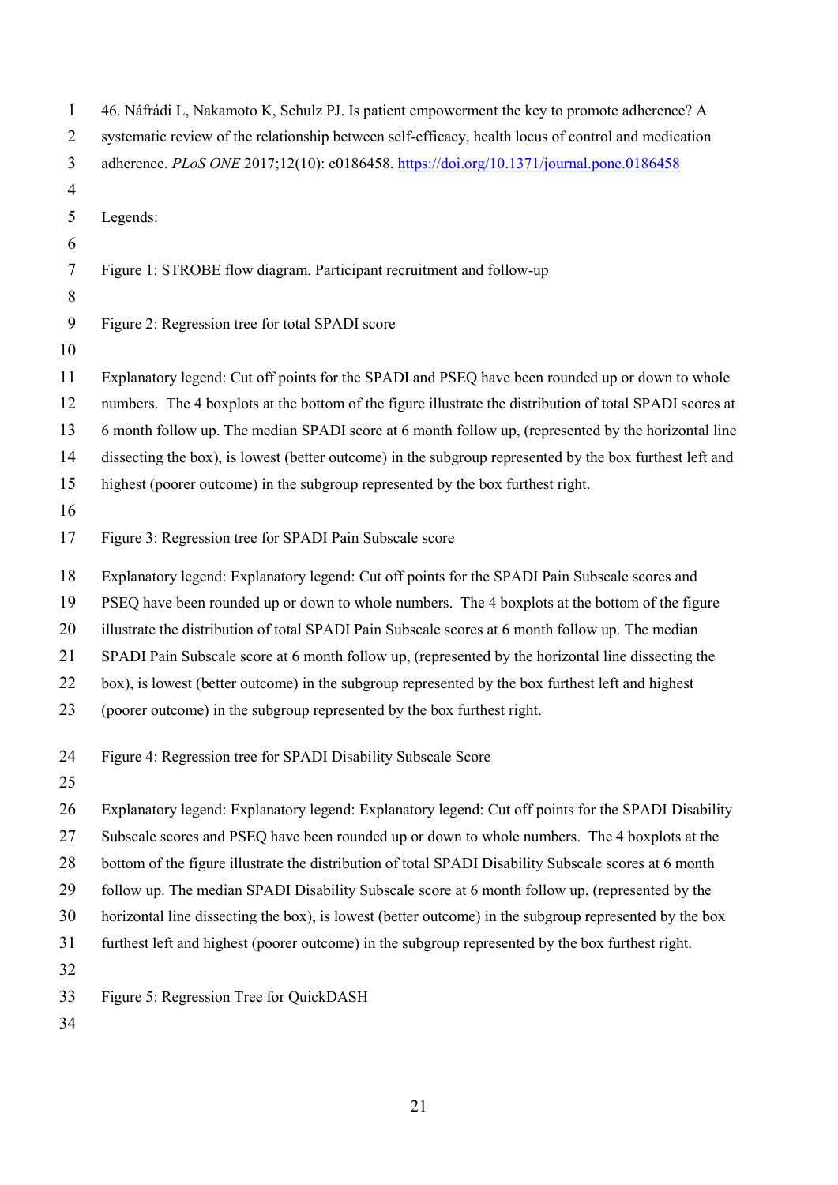46. Náfrádi L, Nakamoto K, Schulz PJ. Is patient empowerment the key to promote adherence? A systematic review of the relationship between self-efficacy, health locus of control and medication adherence. *PLoS ONE* 2017;12(10): e0186458. https://doi.org/10.1371/journal.pone.0186458

Legends:

Figure 1: STROBE flow diagram. Participant recruitment and follow-up

Figure 2: Regression tree for total SPADI score

Explanatory legend: Cut off points for the SPADI and PSEQ have been rounded up or down to whole numbers. The 4 boxplots at the bottom of the figure illustrate the distribution of total SPADI scores at 6 month follow up. The median SPADI score at 6 month follow up, (represented by the horizontal line dissecting the box), is lowest (better outcome) in the subgroup represented by the box furthest left and highest (poorer outcome) in the subgroup represented by the box furthest right.

Figure 3: Regression tree for SPADI Pain Subscale score

Explanatory legend: Explanatory legend: Cut off points for the SPADI Pain Subscale scores and PSEQ have been rounded up or down to whole numbers. The 4 boxplots at the bottom of the figure illustrate the distribution of total SPADI Pain Subscale scores at 6 month follow up. The median SPADI Pain Subscale score at 6 month follow up, (represented by the horizontal line dissecting the box), is lowest (better outcome) in the subgroup represented by the box furthest left and highest (poorer outcome) in the subgroup represented by the box furthest right.

Figure 4: Regression tree for SPADI Disability Subscale Score

Explanatory legend: Explanatory legend: Explanatory legend: Cut off points for the SPADI Disability Subscale scores and PSEQ have been rounded up or down to whole numbers. The 4 boxplots at the bottom of the figure illustrate the distribution of total SPADI Disability Subscale scores at 6 month follow up. The median SPADI Disability Subscale score at 6 month follow up, (represented by the horizontal line dissecting the box), is lowest (better outcome) in the subgroup represented by the box furthest left and highest (poorer outcome) in the subgroup represented by the box furthest right.

Figure 5: Regression Tree for QuickDASH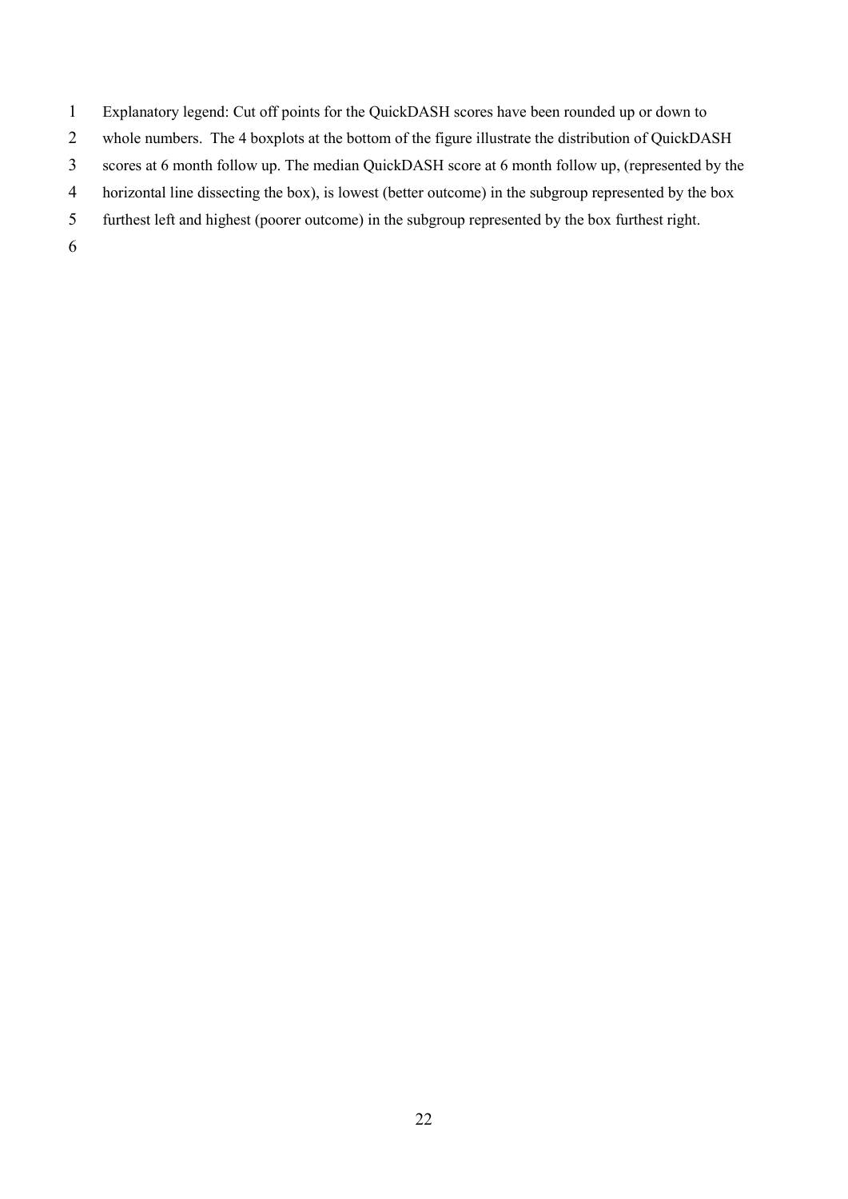Explanatory legend: Cut off points for the QuickDASH scores have been rounded up or down to whole numbers. The 4 boxplots at the bottom of the figure illustrate the distribution of QuickDASH scores at 6 month follow up. The median QuickDASH score at 6 month follow up, (represented by the horizontal line dissecting the box), is lowest (better outcome) in the subgroup represented by the box furthest left and highest (poorer outcome) in the subgroup represented by the box furthest right.